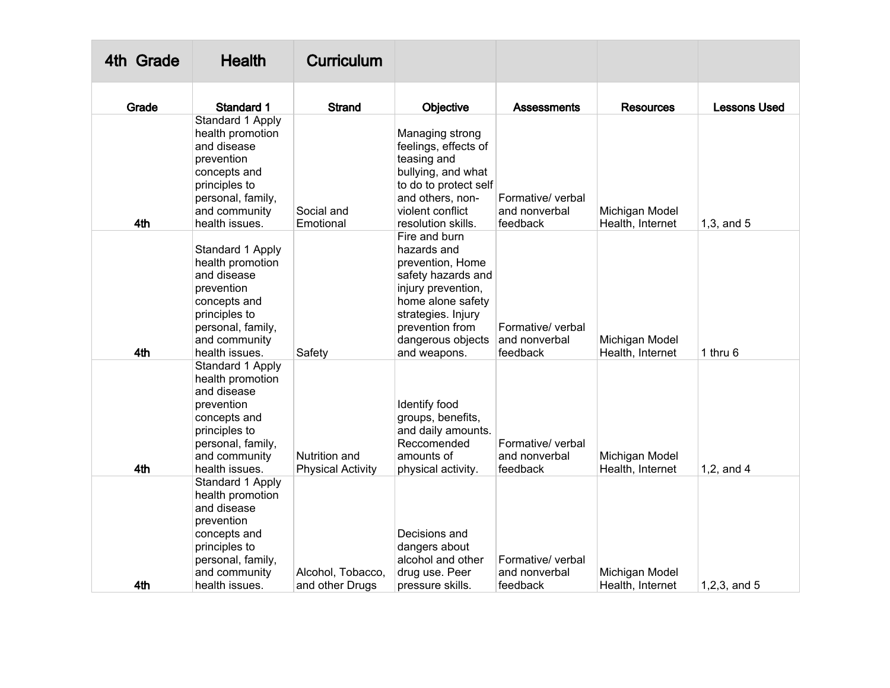| 4th Grade | Health | Curriculum | | | | |
|---|---|---|---|---|---|---|
| **Grade** | **Standard 1** | **Strand** | **Objective** | **Assessments** | **Resources** | **Lessons Used** |
| **4th** | Standard 1 Apply health promotion and disease prevention concepts and principles to personal, family, and community health issues. | Social and Emotional | Managing strong feelings, effects of teasing and bullying, and what to do to protect self and others, non-violent conflict resolution skills. | Formative/ verbal and nonverbal feedback | Michigan Model Health, Internet | 1,3, and 5 |
| **4th** | Standard 1 Apply health promotion and disease prevention concepts and principles to personal, family, and community health issues. | Safety | Fire and burn hazards and prevention, Home safety hazards and injury prevention, home alone safety strategies. Injury prevention from dangerous objects and weapons. | Formative/ verbal and nonverbal feedback | Michigan Model Health, Internet | 1 thru 6 |
| **4th** | Standard 1 Apply health promotion and disease prevention concepts and principles to personal, family, and community health issues. | Nutrition and Physical Activity | Identify food groups, benefits, and daily amounts. Reccomended amounts of physical activity. | Formative/ verbal and nonverbal feedback | Michigan Model Health, Internet | 1,2, and 4 |
| **4th** | Standard 1 Apply health promotion and disease prevention concepts and principles to personal, family, and community health issues. | Alcohol, Tobacco, and other Drugs | Decisions and dangers about alcohol and other drug use. Peer pressure skills. | Formative/ verbal and nonverbal feedback | Michigan Model Health, Internet | 1,2,3, and 5 |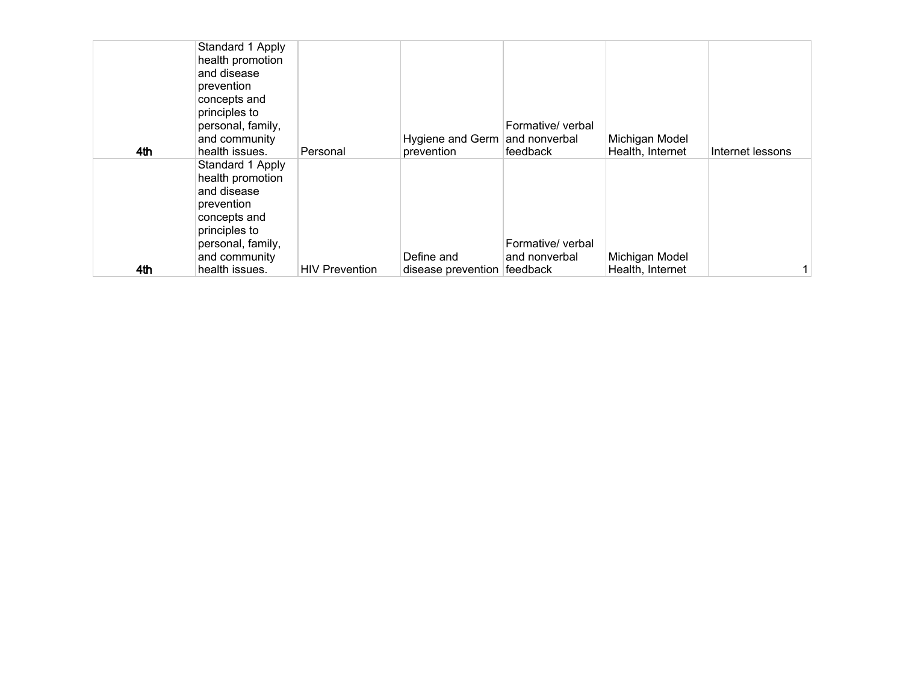| | | | | | | |
|---|---|---|---|---|---|---|
| **4th** | Standard 1 Apply health promotion and disease prevention concepts and principles to personal, family, and community health issues. | Personal | Hygiene and Germ prevention | Formative/ verbal and nonverbal feedback | Michigan Model Health, Internet | Internet lessons |
| **4th** | Standard 1 Apply health promotion and disease prevention concepts and principles to personal, family, and community health issues. | HIV Prevention | Define and disease prevention | Formative/ verbal and nonverbal feedback | Michigan Model Health, Internet | 1 |